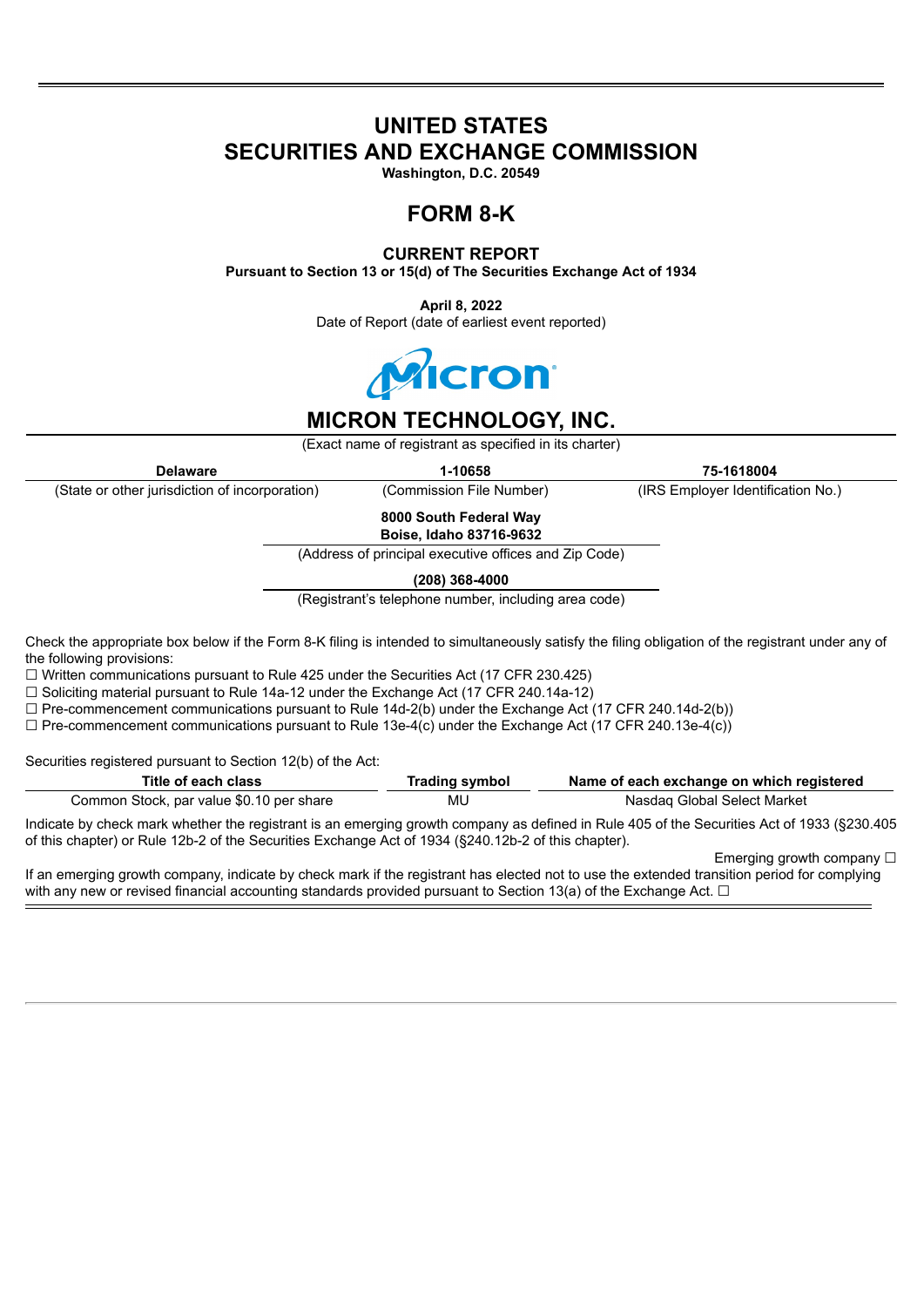# UNITED STATES
# SECURITIES AND EXCHANGE COMMISSION
**Washington, D.C. 20549**

## FORM 8-K

### CURRENT REPORT
**Pursuant to Section 13 or 15(d) of The Securities Exchange Act of 1934**

**April 8, 2022**
Date of Report (date of earliest event reported)

## MICRON TECHNOLOGY, INC.
(Exact name of registrant as specified in its charter)

| **Delaware** | **1-10658** | **75-1618004** |
| --- | --- | --- |
| (State or other jurisdiction of incorporation) | (Commission File Number) | (IRS Employer Identification No.) |

**8000 South Federal Way**
**Boise, Idaho 83716-9632**
(Address of principal executive offices and Zip Code)

**(208) 368-4000**
(Registrant's telephone number, including area code)

Check the appropriate box below if the Form 8-K filing is intended to simultaneously satisfy the filing obligation of the registrant under any of the following provisions:
☐ Written communications pursuant to Rule 425 under the Securities Act (17 CFR 230.425)
☐ Soliciting material pursuant to Rule 14a-12 under the Exchange Act (17 CFR 240.14a-12)
☐ Pre-commencement communications pursuant to Rule 14d-2(b) under the Exchange Act (17 CFR 240.14d-2(b))
☐ Pre-commencement communications pursuant to Rule 13e-4(c) under the Exchange Act (17 CFR 240.13e-4(c))

Securities registered pursuant to Section 12(b) of the Act:

| Title of each class | Trading symbol | Name of each exchange on which registered |
| --- | --- | --- |
| Common Stock, par value $0.10 per share | MU | Nasdaq Global Select Market |

Indicate by check mark whether the registrant is an emerging growth company as defined in Rule 405 of the Securities Act of 1933 (§230.405 of this chapter) or Rule 12b-2 of the Securities Exchange Act of 1934 (§240.12b-2 of this chapter).

Emerging growth company ☐

If an emerging growth company, indicate by check mark if the registrant has elected not to use the extended transition period for complying with any new or revised financial accounting standards provided pursuant to Section 13(a) of the Exchange Act. ☐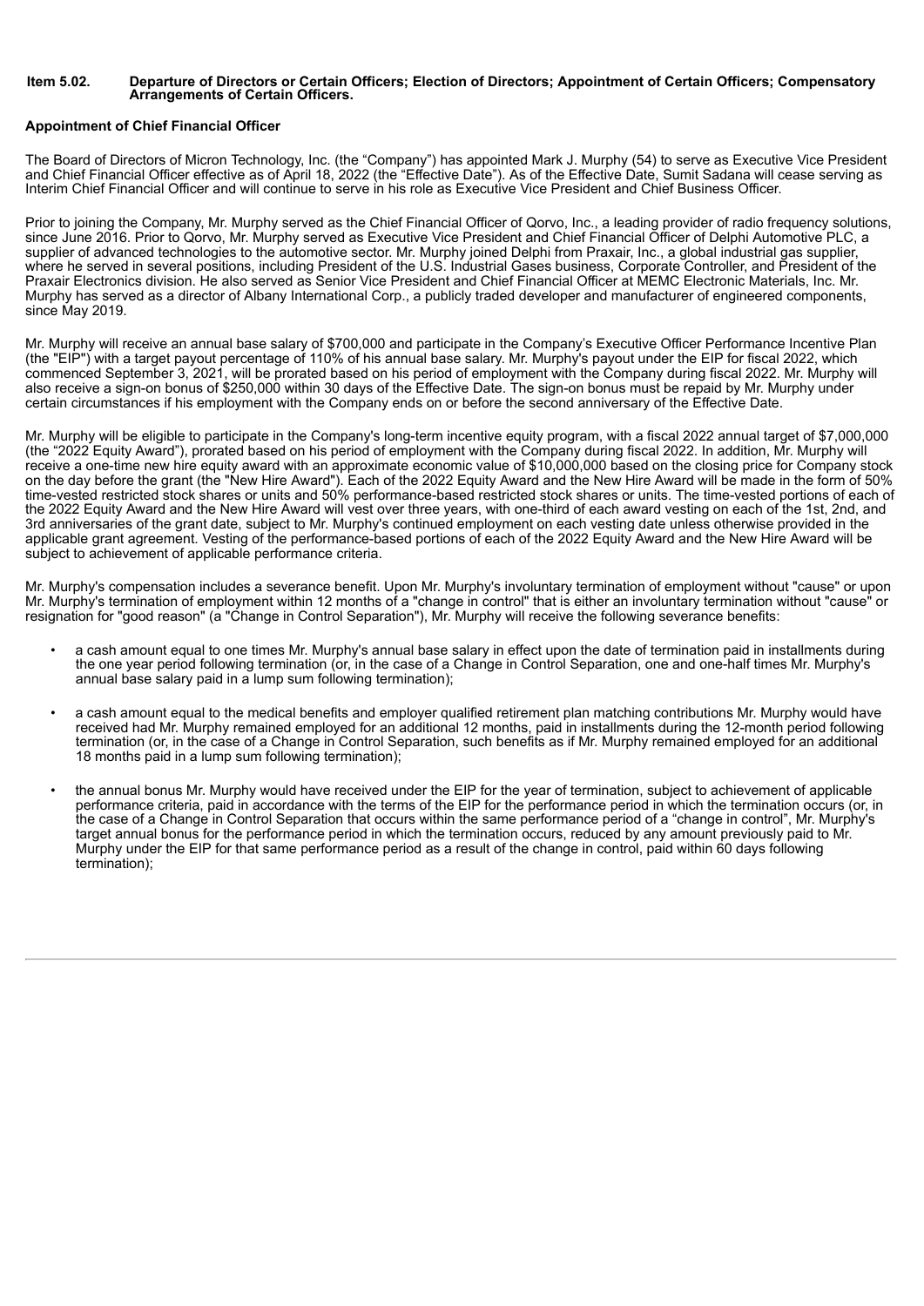**Item 5.02. Departure of Directors or Certain Officers; Election of Directors; Appointment of Certain Officers; Compensatory Arrangements of Certain Officers.**

**Appointment of Chief Financial Officer**

The Board of Directors of Micron Technology, Inc. (the “Company”) has appointed Mark J. Murphy (54) to serve as Executive Vice President and Chief Financial Officer effective as of April 18, 2022 (the “Effective Date”). As of the Effective Date, Sumit Sadana will cease serving as Interim Chief Financial Officer and will continue to serve in his role as Executive Vice President and Chief Business Officer.

Prior to joining the Company, Mr. Murphy served as the Chief Financial Officer of Qorvo, Inc., a leading provider of radio frequency solutions, since June 2016. Prior to Qorvo, Mr. Murphy served as Executive Vice President and Chief Financial Officer of Delphi Automotive PLC, a supplier of advanced technologies to the automotive sector. Mr. Murphy joined Delphi from Praxair, Inc., a global industrial gas supplier, where he served in several positions, including President of the U.S. Industrial Gases business, Corporate Controller, and President of the Praxair Electronics division. He also served as Senior Vice President and Chief Financial Officer at MEMC Electronic Materials, Inc. Mr. Murphy has served as a director of Albany International Corp., a publicly traded developer and manufacturer of engineered components, since May 2019.

Mr. Murphy will receive an annual base salary of $700,000 and participate in the Company’s Executive Officer Performance Incentive Plan (the "EIP") with a target payout percentage of 110% of his annual base salary. Mr. Murphy's payout under the EIP for fiscal 2022, which commenced September 3, 2021, will be prorated based on his period of employment with the Company during fiscal 2022. Mr. Murphy will also receive a sign-on bonus of $250,000 within 30 days of the Effective Date. The sign-on bonus must be repaid by Mr. Murphy under certain circumstances if his employment with the Company ends on or before the second anniversary of the Effective Date.

Mr. Murphy will be eligible to participate in the Company's long-term incentive equity program, with a fiscal 2022 annual target of $7,000,000 (the “2022 Equity Award”), prorated based on his period of employment with the Company during fiscal 2022. In addition, Mr. Murphy will receive a one-time new hire equity award with an approximate economic value of $10,000,000 based on the closing price for Company stock on the day before the grant (the "New Hire Award"). Each of the 2022 Equity Award and the New Hire Award will be made in the form of 50% time-vested restricted stock shares or units and 50% performance-based restricted stock shares or units. The time-vested portions of each of the 2022 Equity Award and the New Hire Award will vest over three years, with one-third of each award vesting on each of the 1st, 2nd, and 3rd anniversaries of the grant date, subject to Mr. Murphy's continued employment on each vesting date unless otherwise provided in the applicable grant agreement. Vesting of the performance-based portions of each of the 2022 Equity Award and the New Hire Award will be subject to achievement of applicable performance criteria.

Mr. Murphy's compensation includes a severance benefit. Upon Mr. Murphy's involuntary termination of employment without "cause" or upon Mr. Murphy's termination of employment within 12 months of a "change in control" that is either an involuntary termination without "cause" or resignation for "good reason" (a "Change in Control Separation"), Mr. Murphy will receive the following severance benefits:

- a cash amount equal to one times Mr. Murphy's annual base salary in effect upon the date of termination paid in installments during the one year period following termination (or, in the case of a Change in Control Separation, one and one-half times Mr. Murphy's annual base salary paid in a lump sum following termination);
- a cash amount equal to the medical benefits and employer qualified retirement plan matching contributions Mr. Murphy would have received had Mr. Murphy remained employed for an additional 12 months, paid in installments during the 12-month period following termination (or, in the case of a Change in Control Separation, such benefits as if Mr. Murphy remained employed for an additional 18 months paid in a lump sum following termination);
- the annual bonus Mr. Murphy would have received under the EIP for the year of termination, subject to achievement of applicable performance criteria, paid in accordance with the terms of the EIP for the performance period in which the termination occurs (or, in the case of a Change in Control Separation that occurs within the same performance period of a “change in control”, Mr. Murphy's target annual bonus for the performance period in which the termination occurs, reduced by any amount previously paid to Mr. Murphy under the EIP for that same performance period as a result of the change in control, paid within 60 days following termination);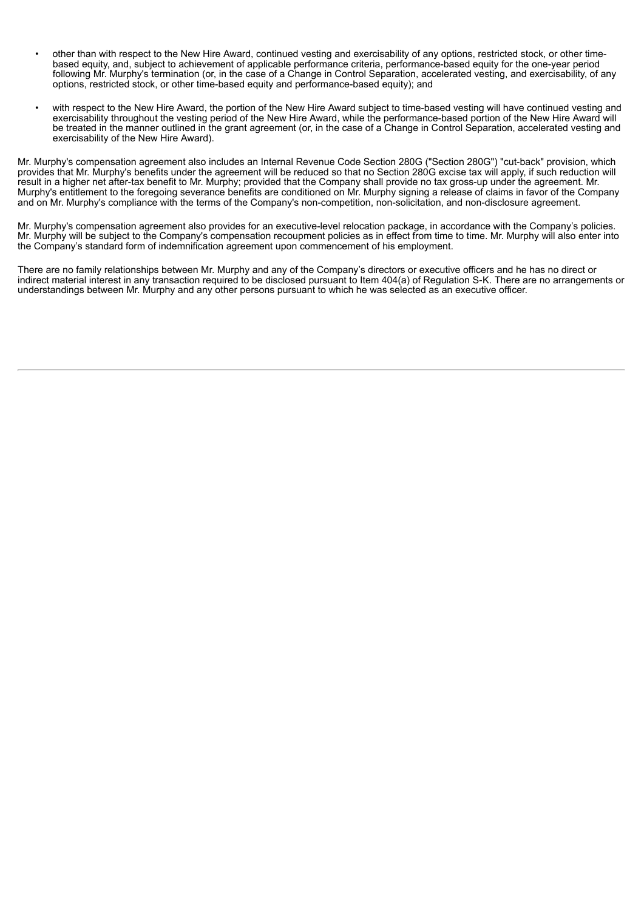- other than with respect to the New Hire Award, continued vesting and exercisability of any options, restricted stock, or other time-based equity, and, subject to achievement of applicable performance criteria, performance-based equity for the one-year period following Mr. Murphy's termination (or, in the case of a Change in Control Separation, accelerated vesting, and exercisability, of any options, restricted stock, or other time-based equity and performance-based equity); and
- with respect to the New Hire Award, the portion of the New Hire Award subject to time-based vesting will have continued vesting and exercisability throughout the vesting period of the New Hire Award, while the performance-based portion of the New Hire Award will be treated in the manner outlined in the grant agreement (or, in the case of a Change in Control Separation, accelerated vesting and exercisability of the New Hire Award).

Mr. Murphy's compensation agreement also includes an Internal Revenue Code Section 280G ("Section 280G") "cut-back" provision, which provides that Mr. Murphy's benefits under the agreement will be reduced so that no Section 280G excise tax will apply, if such reduction will result in a higher net after-tax benefit to Mr. Murphy; provided that the Company shall provide no tax gross-up under the agreement. Mr. Murphy's entitlement to the foregoing severance benefits are conditioned on Mr. Murphy signing a release of claims in favor of the Company and on Mr. Murphy's compliance with the terms of the Company's non-competition, non-solicitation, and non-disclosure agreement.

Mr. Murphy's compensation agreement also provides for an executive-level relocation package, in accordance with the Company's policies. Mr. Murphy will be subject to the Company's compensation recoupment policies as in effect from time to time. Mr. Murphy will also enter into the Company's standard form of indemnification agreement upon commencement of his employment.

There are no family relationships between Mr. Murphy and any of the Company's directors or executive officers and he has no direct or indirect material interest in any transaction required to be disclosed pursuant to Item 404(a) of Regulation S-K. There are no arrangements or understandings between Mr. Murphy and any other persons pursuant to which he was selected as an executive officer.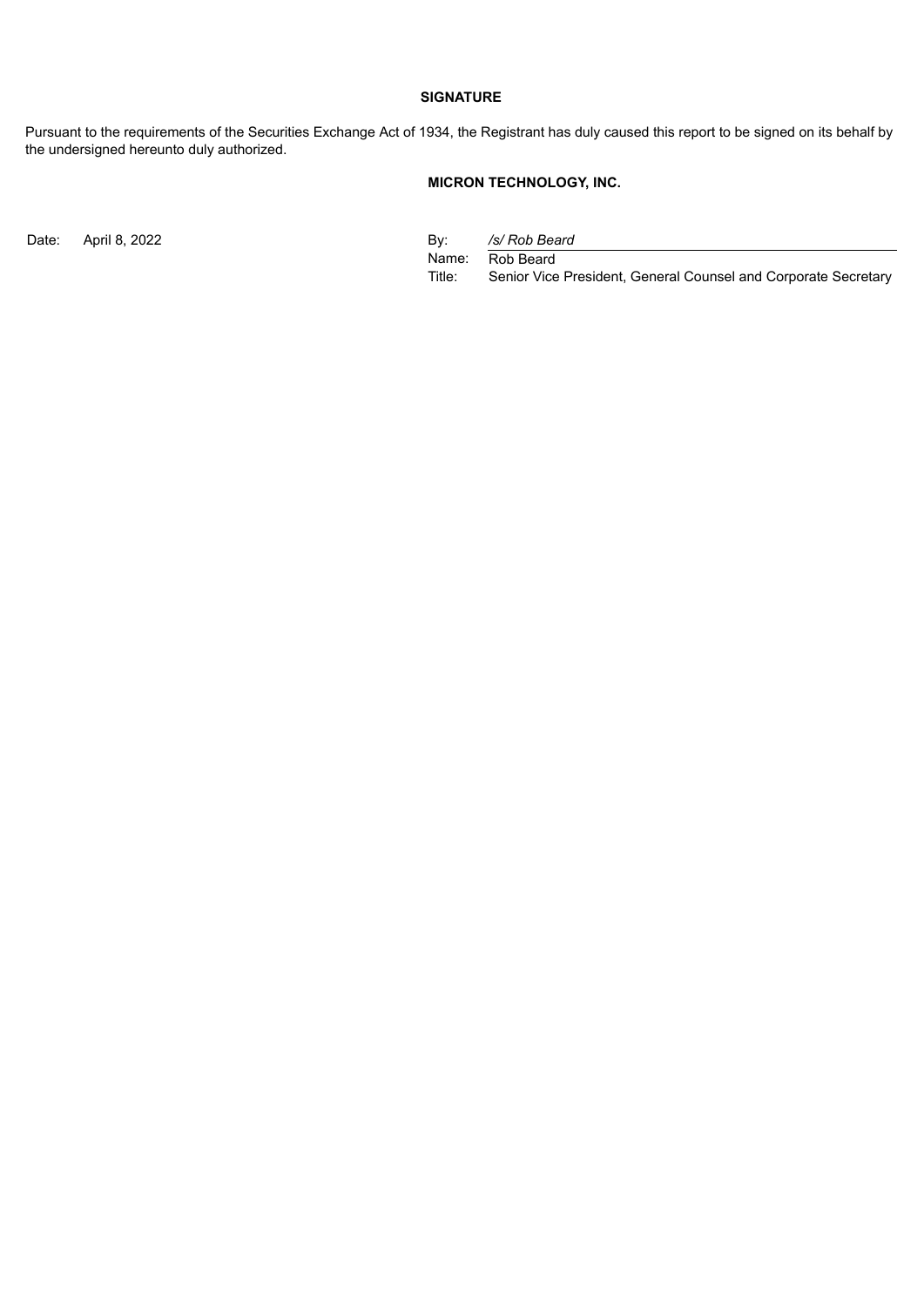**SIGNATURE**

Pursuant to the requirements of the Securities Exchange Act of 1934, the Registrant has duly caused this report to be signed on its behalf by the undersigned hereunto duly authorized.

**MICRON TECHNOLOGY, INC.**

| | | | |
|---|---|---|---|
| Date: | April 8, 2022 | By: | */s/ Rob Beard* |
| | | Name: | Rob Beard |
| | | Title: | Senior Vice President, General Counsel and Corporate Secretary |